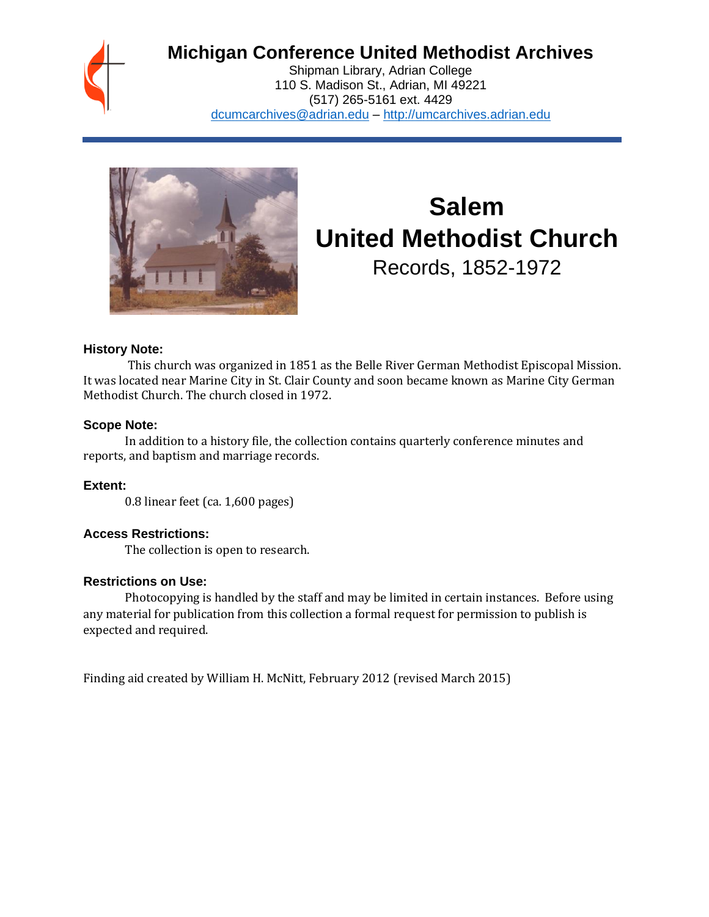# Michigan Conference United Methodist Archives

Shipman Library, Adrian College
110 S. Madison St., Adrian, MI 49221
(517) 265-5161 ext. 4429
dcumcarchives@adrian.edu – http://umcarchives.adrian.edu

# Salem United Methodist Church

Records, 1852-1972

### History Note:

This church was organized in 1851 as the Belle River German Methodist Episcopal Mission. It was located near Marine City in St. Clair County and soon became known as Marine City German Methodist Church. The church closed in 1972.

### Scope Note:

In addition to a history file, the collection contains quarterly conference minutes and reports, and baptism and marriage records.

### Extent:

0.8 linear feet (ca. 1,600 pages)

### Access Restrictions:

The collection is open to research.

### Restrictions on Use:

Photocopying is handled by the staff and may be limited in certain instances. Before using any material for publication from this collection a formal request for permission to publish is expected and required.

Finding aid created by William H. McNitt, February 2012 (revised March 2015)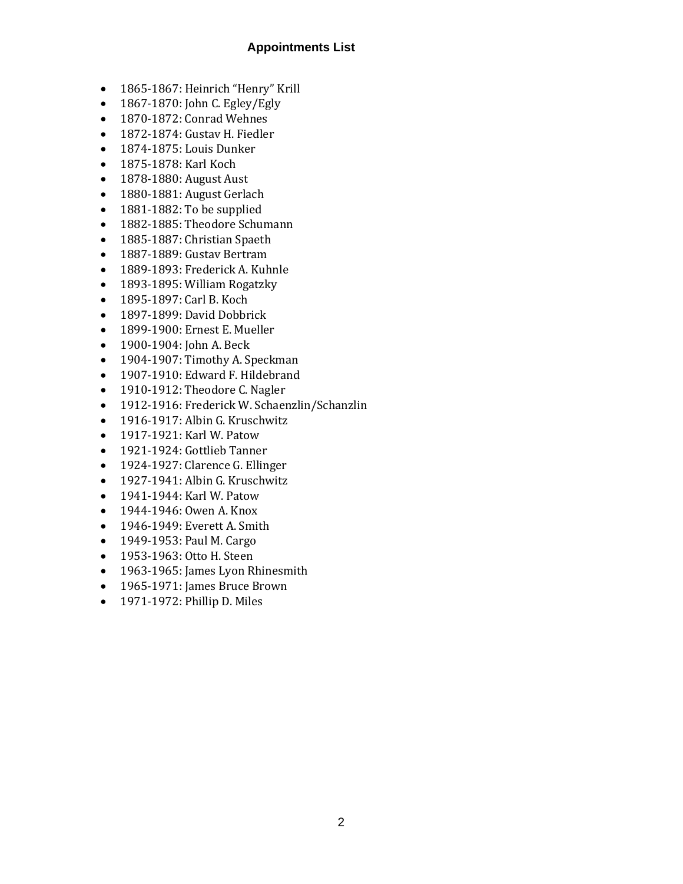## Appointments List

- 1865-1867: Heinrich “Henry” Krill
- 1867-1870: John C. Egley/Egly
- 1870-1872: Conrad Wehnes
- 1872-1874: Gustav H. Fiedler
- 1874-1875: Louis Dunker
- 1875-1878: Karl Koch
- 1878-1880: August Aust
- 1880-1881: August Gerlach
- 1881-1882: To be supplied
- 1882-1885: Theodore Schumann
- 1885-1887: Christian Spaeth
- 1887-1889: Gustav Bertram
- 1889-1893: Frederick A. Kuhnle
- 1893-1895: William Rogatzky
- 1895-1897: Carl B. Koch
- 1897-1899: David Dobbrick
- 1899-1900: Ernest E. Mueller
- 1900-1904: John A. Beck
- 1904-1907: Timothy A. Speckman
- 1907-1910: Edward F. Hildebrand
- 1910-1912: Theodore C. Nagler
- 1912-1916: Frederick W. Schaenzlin/Schanzlin
- 1916-1917: Albin G. Kruschwitz
- 1917-1921: Karl W. Patow
- 1921-1924: Gottlieb Tanner
- 1924-1927: Clarence G. Ellinger
- 1927-1941: Albin G. Kruschwitz
- 1941-1944: Karl W. Patow
- 1944-1946: Owen A. Knox
- 1946-1949: Everett A. Smith
- 1949-1953: Paul M. Cargo
- 1953-1963: Otto H. Steen
- 1963-1965: James Lyon Rhinesmith
- 1965-1971: James Bruce Brown
- 1971-1972: Phillip D. Miles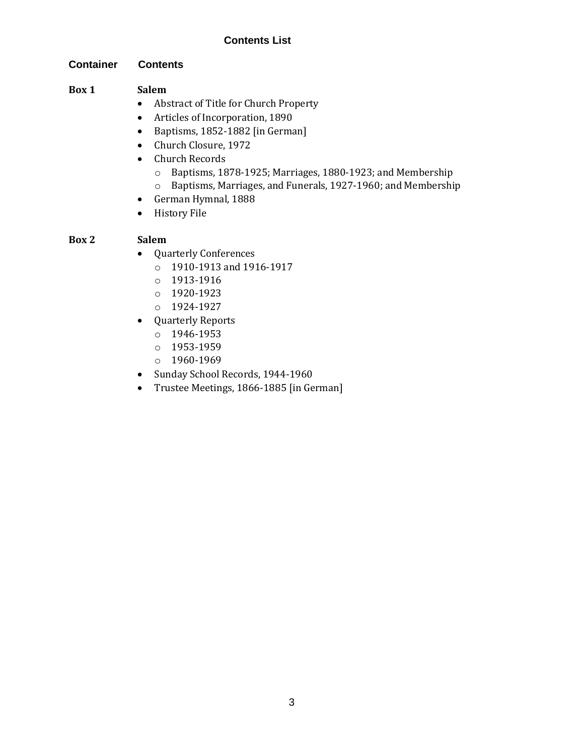## Contents List

**Container** **Contents**

**Box 1** **Salem**

- Abstract of Title for Church Property
- Articles of Incorporation, 1890
- Baptisms, 1852-1882 [in German]
- Church Closure, 1972
- Church Records
  - Baptisms, 1878-1925; Marriages, 1880-1923; and Membership
  - Baptisms, Marriages, and Funerals, 1927-1960; and Membership
- German Hymnal, 1888
- History File

**Box 2** **Salem**

- Quarterly Conferences
  - 1910-1913 and 1916-1917
  - 1913-1916
  - 1920-1923
  - 1924-1927
- Quarterly Reports
  - 1946-1953
  - 1953-1959
  - 1960-1969
- Sunday School Records, 1944-1960
- Trustee Meetings, 1866-1885 [in German]